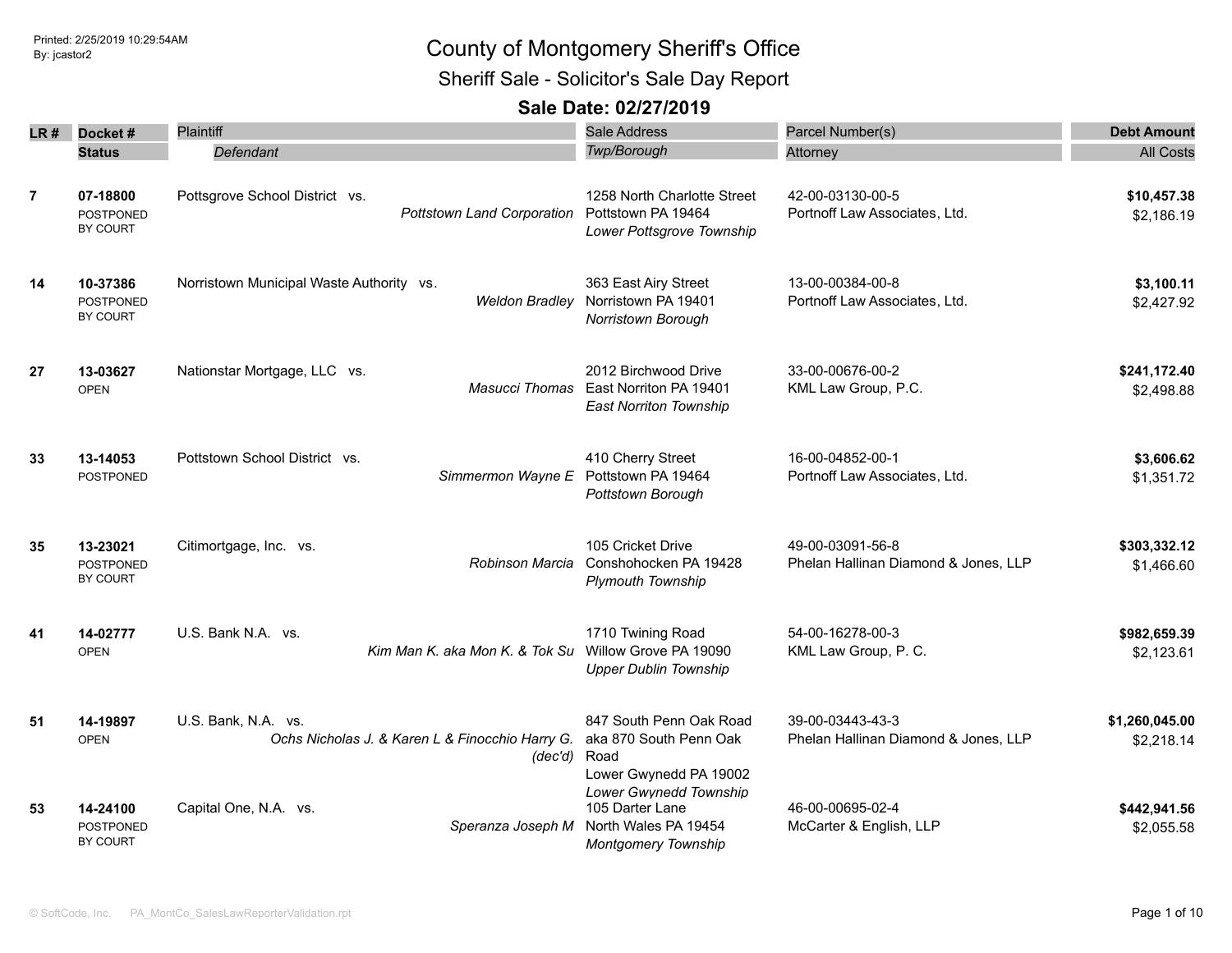# County of Montgomery Sheriff's Office

## Sheriff Sale - Solicitor's Sale Day Report

### Sale Date: 02/27/2019

Printed: 2/25/2019 10:29:54AM
By: jcastor2

| LR # | Docket # / Status | Plaintiff / *Defendant* | Sale Address / *Twp/Borough* | Parcel Number(s) / Attorney | Debt Amount / All Costs |
|---|---|---|---|---|---|
| 7 | **07-18800** POSTPONED BY COURT | Pottsgrove School District vs. *Pottstown Land Corporation* | 1258 North Charlotte Street Pottstown PA 19464 *Lower Pottsgrove Township* | 42-00-03130-00-5 Portnoff Law Associates, Ltd. | **$10,457.38** $2,186.19 |
| 14 | **10-37386** POSTPONED BY COURT | Norristown Municipal Waste Authority vs. *Weldon Bradley* | 363 East Airy Street Norristown PA 19401 *Norristown Borough* | 13-00-00384-00-8 Portnoff Law Associates, Ltd. | **$3,100.11** $2,427.92 |
| 27 | **13-03627** OPEN | Nationstar Mortgage, LLC vs. *Masucci Thomas* | 2012 Birchwood Drive East Norriton PA 19401 *East Norriton Township* | 33-00-00676-00-2 KML Law Group, P.C. | **$241,172.40** $2,498.88 |
| 33 | **13-14053** POSTPONED | Pottstown School District vs. *Simmermon Wayne E* | 410 Cherry Street Pottstown PA 19464 *Pottstown Borough* | 16-00-04852-00-1 Portnoff Law Associates, Ltd. | **$3,606.62** $1,351.72 |
| 35 | **13-23021** POSTPONED BY COURT | Citimortgage, Inc. vs. *Robinson Marcia* | 105 Cricket Drive Conshohocken PA 19428 *Plymouth Township* | 49-00-03091-56-8 Phelan Hallinan Diamond & Jones, LLP | **$303,332.12** $1,466.60 |
| 41 | **14-02777** OPEN | U.S. Bank N.A. vs. *Kim Man K. aka Mon K. & Tok Su* | 1710 Twining Road Willow Grove PA 19090 *Upper Dublin Township* | 54-00-16278-00-3 KML Law Group, P. C. | **$982,659.39** $2,123.61 |
| 51 | **14-19897** OPEN | U.S. Bank, N.A. vs. *Ochs Nicholas J. & Karen L & Finocchio Harry G. (dec'd)* | 847 South Penn Oak Road aka 870 South Penn Oak Road Lower Gwynedd PA 19002 *Lower Gwynedd Township* | 39-00-03443-43-3 Phelan Hallinan Diamond & Jones, LLP | **$1,260,045.00** $2,218.14 |
| 53 | **14-24100** POSTPONED BY COURT | Capital One, N.A. vs. *Speranza Joseph M* | 105 Darter Lane North Wales PA 19454 *Montgomery Township* | 46-00-00695-02-4 McCarter & English, LLP | **$442,941.56** $2,055.58 |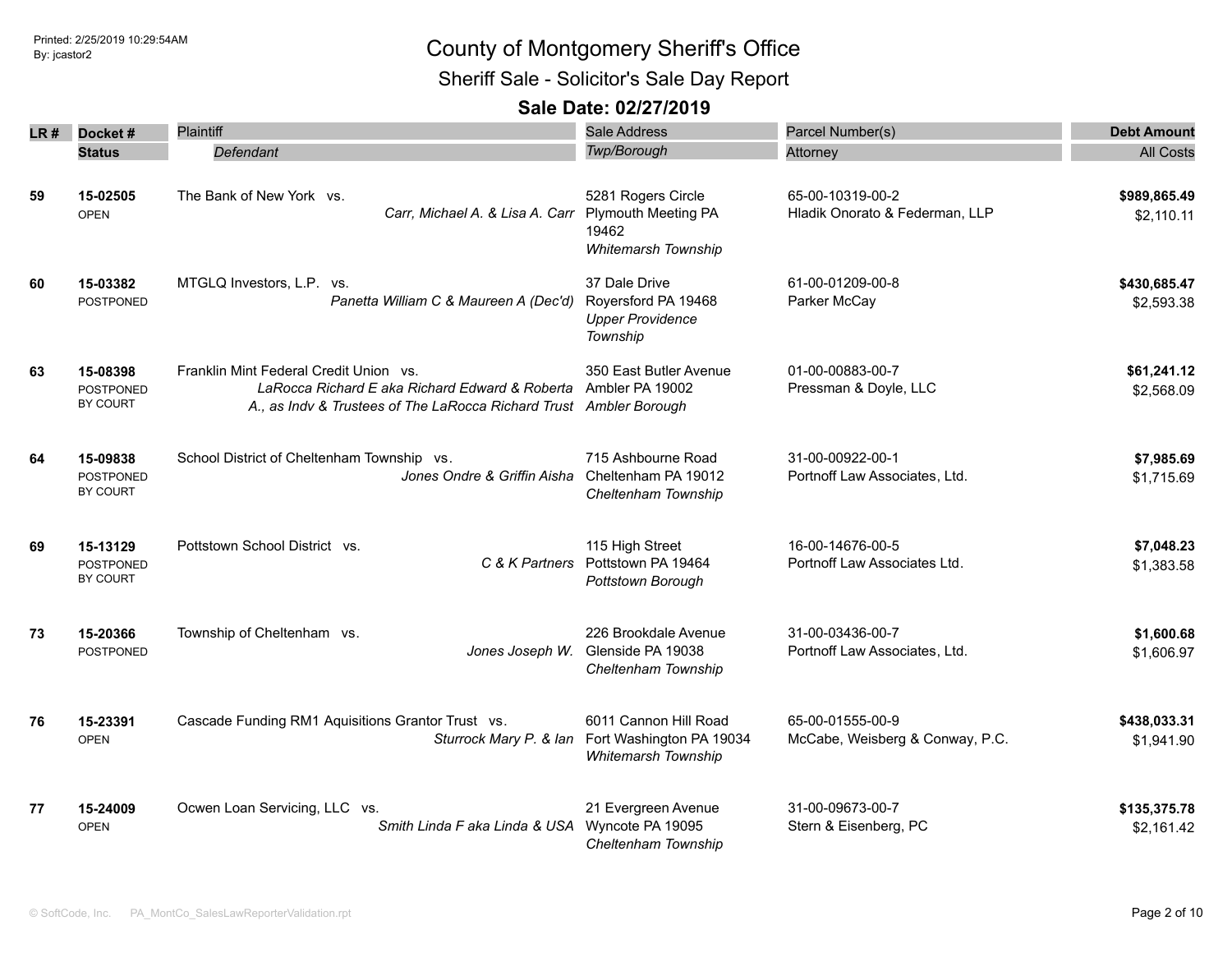Printed: 2/25/2019 10:29:54AM
By: jcastor2

# County of Montgomery Sheriff's Office

## Sheriff Sale - Solicitor's Sale Day Report

### Sale Date: 02/27/2019

| LR # | Docket # / Status | Plaintiff / *Defendant* | Sale Address / *Twp/Borough* | Parcel Number(s) / Attorney | Debt Amount / All Costs |
|---|---|---|---|---|---|
| 59 | **15-02505** OPEN | The Bank of New York vs. *Carr, Michael A. & Lisa A. Carr* | 5281 Rogers Circle Plymouth Meeting PA 19462 *Whitemarsh Township* | 65-00-10319-00-2 Hladik Onorato & Federman, LLP | **$989,865.49** $2,110.11 |
| 60 | **15-03382** POSTPONED | MTGLQ Investors, L.P. vs. *Panetta William C & Maureen A (Dec'd)* | 37 Dale Drive Royersford PA 19468 *Upper Providence Township* | 61-00-01209-00-8 Parker McCay | **$430,685.47** $2,593.38 |
| 63 | **15-08398** POSTPONED BY COURT | Franklin Mint Federal Credit Union vs. *LaRocca Richard E aka Richard Edward & Roberta A., as Indv & Trustees of The LaRocca Richard Trust* | 350 East Butler Avenue Ambler PA 19002 *Ambler Borough* | 01-00-00883-00-7 Pressman & Doyle, LLC | **$61,241.12** $2,568.09 |
| 64 | **15-09838** POSTPONED BY COURT | School District of Cheltenham Township vs. *Jones Ondre & Griffin Aisha* | 715 Ashbourne Road Cheltenham PA 19012 *Cheltenham Township* | 31-00-00922-00-1 Portnoff Law Associates, Ltd. | **$7,985.69** $1,715.69 |
| 69 | **15-13129** POSTPONED BY COURT | Pottstown School District vs. *C & K Partners* | 115 High Street Pottstown PA 19464 *Pottstown Borough* | 16-00-14676-00-5 Portnoff Law Associates Ltd. | **$7,048.23** $1,383.58 |
| 73 | **15-20366** POSTPONED | Township of Cheltenham vs. *Jones Joseph W.* | 226 Brookdale Avenue Glenside PA 19038 *Cheltenham Township* | 31-00-03436-00-7 Portnoff Law Associates, Ltd. | **$1,600.68** $1,606.97 |
| 76 | **15-23391** OPEN | Cascade Funding RM1 Aquisitions Grantor Trust vs. *Sturrock Mary P. & Ian* | 6011 Cannon Hill Road Fort Washington PA 19034 *Whitemarsh Township* | 65-00-01555-00-9 McCabe, Weisberg & Conway, P.C. | **$438,033.31** $1,941.90 |
| 77 | **15-24009** OPEN | Ocwen Loan Servicing, LLC vs. *Smith Linda F aka Linda & USA* | 21 Evergreen Avenue Wyncote PA 19095 *Cheltenham Township* | 31-00-09673-00-7 Stern & Eisenberg, PC | **$135,375.78** $2,161.42 |

© SoftCode, Inc. PA_MontCo_SalesLawReporterValidation.rpt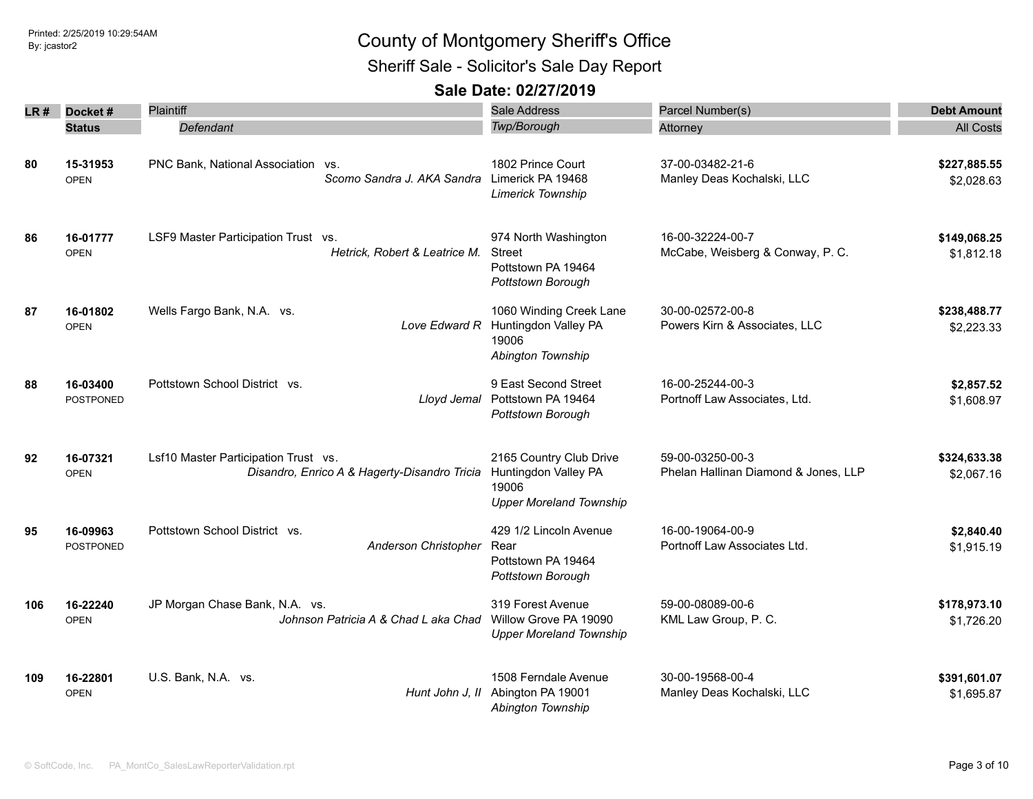# County of Montgomery Sheriff's Office

## Sheriff Sale - Solicitor's Sale Day Report

### Sale Date: 02/27/2019

Printed: 2/25/2019 10:29:54AM
By: jcastor2

| LR # | Docket # / Status | Plaintiff / *Defendant* | Sale Address / *Twp/Borough* | Parcel Number(s) / Attorney | Debt Amount / All Costs |
|---|---|---|---|---|---|
| 80 | **15-31953** OPEN | PNC Bank, National Association vs. *Scomo Sandra J. AKA Sandra* | 1802 Prince Court Limerick PA 19468 *Limerick Township* | 37-00-03482-21-6 Manley Deas Kochalski, LLC | **$227,885.55** $2,028.63 |
| 86 | **16-01777** OPEN | LSF9 Master Participation Trust vs. *Hetrick, Robert & Leatrice M.* | 974 North Washington Street Pottstown PA 19464 *Pottstown Borough* | 16-00-32224-00-7 McCabe, Weisberg & Conway, P. C. | **$149,068.25** $1,812.18 |
| 87 | **16-01802** OPEN | Wells Fargo Bank, N.A. vs. *Love Edward R* | 1060 Winding Creek Lane Huntingdon Valley PA 19006 *Abington Township* | 30-00-02572-00-8 Powers Kirn & Associates, LLC | **$238,488.77** $2,223.33 |
| 88 | **16-03400** POSTPONED | Pottstown School District vs. *Lloyd Jemal* | 9 East Second Street Pottstown PA 19464 *Pottstown Borough* | 16-00-25244-00-3 Portnoff Law Associates, Ltd. | **$2,857.52** $1,608.97 |
| 92 | **16-07321** OPEN | Lsf10 Master Participation Trust vs. *Disandro, Enrico A & Hagerty-Disandro Tricia* | 2165 Country Club Drive Huntingdon Valley PA 19006 *Upper Moreland Township* | 59-00-03250-00-3 Phelan Hallinan Diamond & Jones, LLP | **$324,633.38** $2,067.16 |
| 95 | **16-09963** POSTPONED | Pottstown School District vs. *Anderson Christopher* | 429 1/2 Lincoln Avenue Rear Pottstown PA 19464 *Pottstown Borough* | 16-00-19064-00-9 Portnoff Law Associates Ltd. | **$2,840.40** $1,915.19 |
| 106 | **16-22240** OPEN | JP Morgan Chase Bank, N.A. vs. *Johnson Patricia A & Chad L aka Chad* | 319 Forest Avenue Willow Grove PA 19090 *Upper Moreland Township* | 59-00-08089-00-6 KML Law Group, P. C. | **$178,973.10** $1,726.20 |
| 109 | **16-22801** OPEN | U.S. Bank, N.A. vs. *Hunt John J, II* | 1508 Ferndale Avenue Abington PA 19001 *Abington Township* | 30-00-19568-00-4 Manley Deas Kochalski, LLC | **$391,601.07** $1,695.87 |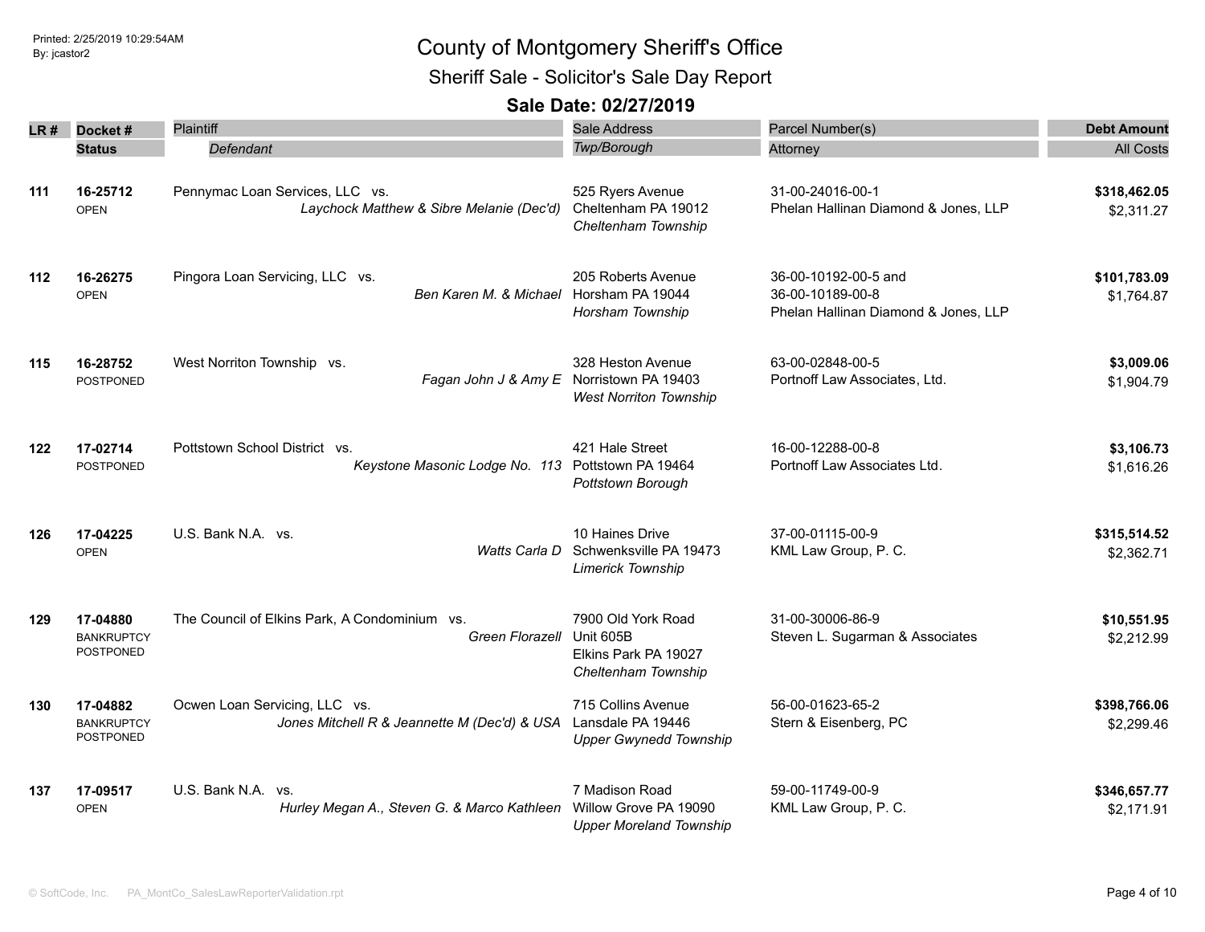# County of Montgomery Sheriff's Office

## Sheriff Sale - Solicitor's Sale Day Report

### Sale Date: 02/27/2019

Printed: 2/25/2019 10:29:54AM
By: jcastor2

| LR # | Docket # / Status | Plaintiff / *Defendant* | Sale Address / *Twp/Borough* | Parcel Number(s) / Attorney | Debt Amount / All Costs |
|---|---|---|---|---|---|
| 111 | **16-25712** OPEN | Pennymac Loan Services, LLC vs. *Laychock Matthew & Sibre Melanie (Dec'd)* | 525 Ryers Avenue Cheltenham PA 19012 *Cheltenham Township* | 31-00-24016-00-1 Phelan Hallinan Diamond & Jones, LLP | **$318,462.05** $2,311.27 |
| 112 | **16-26275** OPEN | Pingora Loan Servicing, LLC vs. *Ben Karen M. & Michael* | 205 Roberts Avenue Horsham PA 19044 *Horsham Township* | 36-00-10192-00-5 and 36-00-10189-00-8 Phelan Hallinan Diamond & Jones, LLP | **$101,783.09** $1,764.87 |
| 115 | **16-28752** POSTPONED | West Norriton Township vs. *Fagan John J & Amy E* | 328 Heston Avenue Norristown PA 19403 *West Norriton Township* | 63-00-02848-00-5 Portnoff Law Associates, Ltd. | **$3,009.06** $1,904.79 |
| 122 | **17-02714** POSTPONED | Pottstown School District vs. *Keystone Masonic Lodge No. 113* | 421 Hale Street Pottstown PA 19464 *Pottstown Borough* | 16-00-12288-00-8 Portnoff Law Associates Ltd. | **$3,106.73** $1,616.26 |
| 126 | **17-04225** OPEN | U.S. Bank N.A. vs. *Watts Carla D* | 10 Haines Drive Schwenksville PA 19473 *Limerick Township* | 37-00-01115-00-9 KML Law Group, P. C. | **$315,514.52** $2,362.71 |
| 129 | **17-04880** BANKRUPTCY POSTPONED | The Council of Elkins Park, A Condominium vs. *Green Florazell* | 7900 Old York Road Unit 605B Elkins Park PA 19027 *Cheltenham Township* | 31-00-30006-86-9 Steven L. Sugarman & Associates | **$10,551.95** $2,212.99 |
| 130 | **17-04882** BANKRUPTCY POSTPONED | Ocwen Loan Servicing, LLC vs. *Jones Mitchell R & Jeannette M (Dec'd) & USA* | 715 Collins Avenue Lansdale PA 19446 *Upper Gwynedd Township* | 56-00-01623-65-2 Stern & Eisenberg, PC | **$398,766.06** $2,299.46 |
| 137 | **17-09517** OPEN | U.S. Bank N.A. vs. *Hurley Megan A., Steven G. & Marco Kathleen* | 7 Madison Road Willow Grove PA 19090 *Upper Moreland Township* | 59-00-11749-00-9 KML Law Group, P. C. | **$346,657.77** $2,171.91 |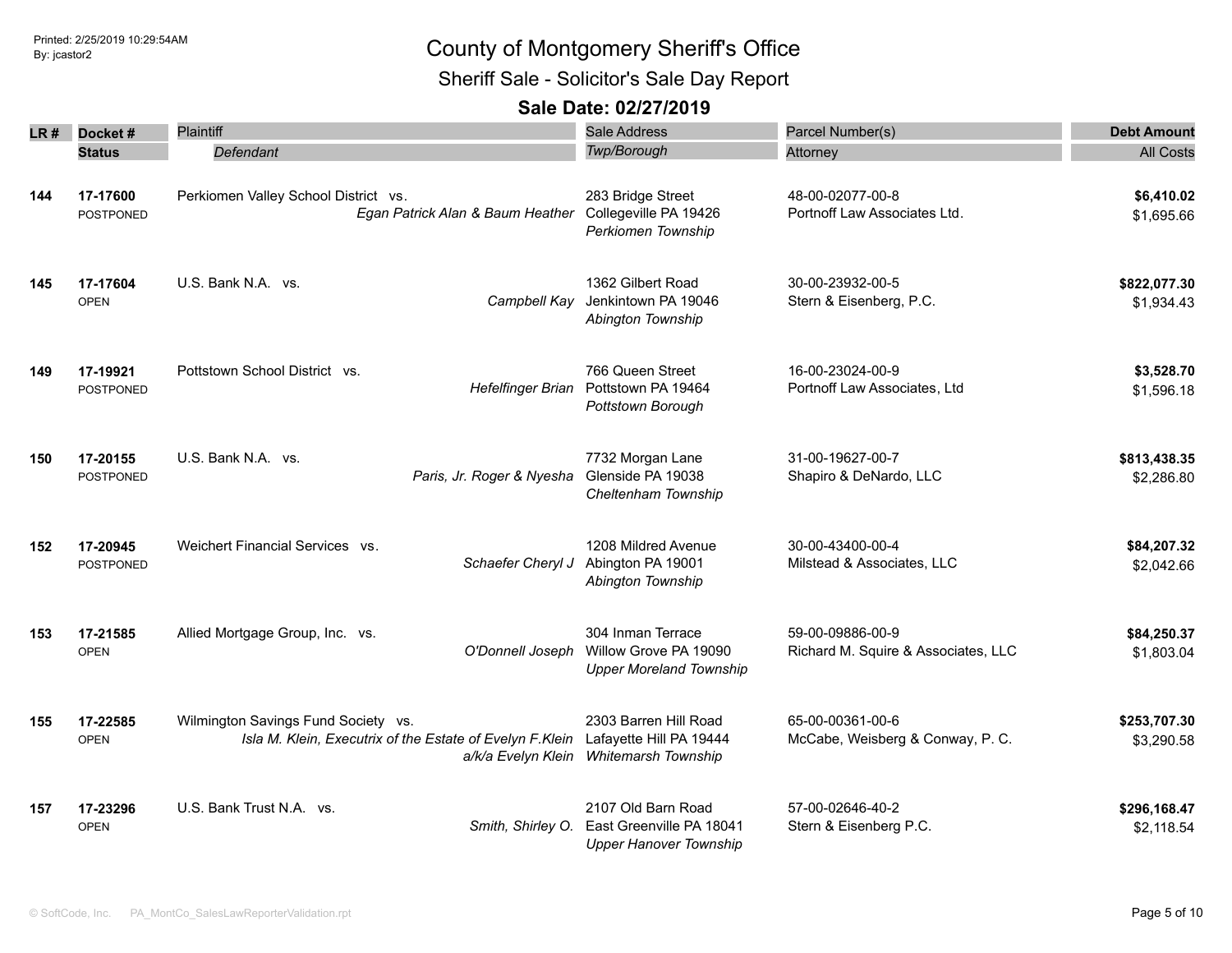# County of Montgomery Sheriff's Office

## Sheriff Sale - Solicitor's Sale Day Report

### Sale Date: 02/27/2019

| LR # | Docket # / Status | Plaintiff / *Defendant* | Sale Address / *Twp/Borough* | Parcel Number(s) / Attorney | Debt Amount / All Costs |
|---|---|---|---|---|---|
| 144 | **17-17600** POSTPONED | Perkiomen Valley School District vs. *Egan Patrick Alan & Baum Heather* | 283 Bridge Street Collegeville PA 19426 *Perkiomen Township* | 48-00-02077-00-8 Portnoff Law Associates Ltd. | **$6,410.02** $1,695.66 |
| 145 | **17-17604** OPEN | U.S. Bank N.A. vs. *Campbell Kay* | 1362 Gilbert Road Jenkintown PA 19046 *Abington Township* | 30-00-23932-00-5 Stern & Eisenberg, P.C. | **$822,077.30** $1,934.43 |
| 149 | **17-19921** POSTPONED | Pottstown School District vs. *Hefelfinger Brian* | 766 Queen Street Pottstown PA 19464 *Pottstown Borough* | 16-00-23024-00-9 Portnoff Law Associates, Ltd | **$3,528.70** $1,596.18 |
| 150 | **17-20155** POSTPONED | U.S. Bank N.A. vs. *Paris, Jr. Roger & Nyesha* | 7732 Morgan Lane Glenside PA 19038 *Cheltenham Township* | 31-00-19627-00-7 Shapiro & DeNardo, LLC | **$813,438.35** $2,286.80 |
| 152 | **17-20945** POSTPONED | Weichert Financial Services vs. *Schaefer Cheryl J* | 1208 Mildred Avenue Abington PA 19001 *Abington Township* | 30-00-43400-00-4 Milstead & Associates, LLC | **$84,207.32** $2,042.66 |
| 153 | **17-21585** OPEN | Allied Mortgage Group, Inc. vs. *O'Donnell Joseph* | 304 Inman Terrace Willow Grove PA 19090 *Upper Moreland Township* | 59-00-09886-00-9 Richard M. Squire & Associates, LLC | **$84,250.37** $1,803.04 |
| 155 | **17-22585** OPEN | Wilmington Savings Fund Society vs. *Isla M. Klein, Executrix of the Estate of Evelyn F.Klein a/k/a Evelyn Klein* | 2303 Barren Hill Road Lafayette Hill PA 19444 *Whitemarsh Township* | 65-00-00361-00-6 McCabe, Weisberg & Conway, P. C. | **$253,707.30** $3,290.58 |
| 157 | **17-23296** OPEN | U.S. Bank Trust N.A. vs. *Smith, Shirley O.* | 2107 Old Barn Road East Greenville PA 18041 *Upper Hanover Township* | 57-00-02646-40-2 Stern & Eisenberg P.C. | **$296,168.47** $2,118.54 |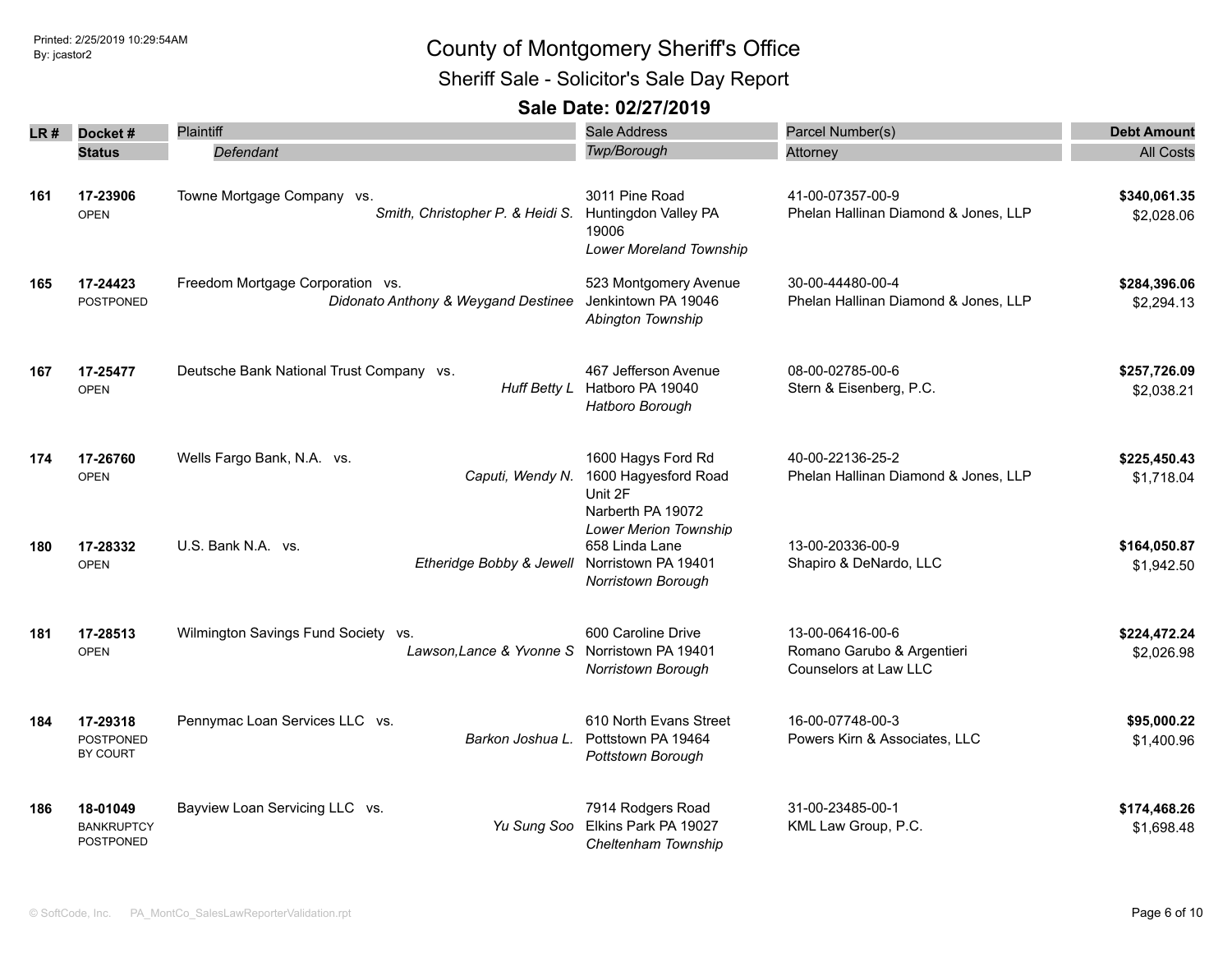# County of Montgomery Sheriff's Office

## Sheriff Sale - Solicitor's Sale Day Report

### Sale Date: 02/27/2019

| LR # | Docket # / Status | Plaintiff / Defendant | Sale Address / Twp/Borough | Parcel Number(s) / Attorney | Debt Amount / All Costs |
|---|---|---|---|---|---|
| 161 | 17-23906 OPEN | Towne Mortgage Company vs. *Smith, Christopher P. & Heidi S.* | 3011 Pine Road Huntingdon Valley PA 19006 *Lower Moreland Township* | 41-00-07357-00-9 Phelan Hallinan Diamond & Jones, LLP | **$340,061.35** $2,028.06 |
| 165 | 17-24423 POSTPONED | Freedom Mortgage Corporation vs. *Didonato Anthony & Weygand Destinee* | 523 Montgomery Avenue Jenkintown PA 19046 *Abington Township* | 30-00-44480-00-4 Phelan Hallinan Diamond & Jones, LLP | **$284,396.06** $2,294.13 |
| 167 | 17-25477 OPEN | Deutsche Bank National Trust Company vs. *Huff Betty L* | 467 Jefferson Avenue Hatboro PA 19040 *Hatboro Borough* | 08-00-02785-00-6 Stern & Eisenberg, P.C. | **$257,726.09** $2,038.21 |
| 174 | 17-26760 OPEN | Wells Fargo Bank, N.A. vs. *Caputi, Wendy N.* | 1600 Hagys Ford Rd 1600 Hagyesford Road Unit 2F Narberth PA 19072 *Lower Merion Township* | 40-00-22136-25-2 Phelan Hallinan Diamond & Jones, LLP | **$225,450.43** $1,718.04 |
| 180 | 17-28332 OPEN | U.S. Bank N.A. vs. *Etheridge Bobby & Jewell* | 658 Linda Lane Norristown PA 19401 *Norristown Borough* | 13-00-20336-00-9 Shapiro & DeNardo, LLC | **$164,050.87** $1,942.50 |
| 181 | 17-28513 OPEN | Wilmington Savings Fund Society vs. *Lawson,Lance & Yvonne S* | 600 Caroline Drive Norristown PA 19401 *Norristown Borough* | 13-00-06416-00-6 Romano Garubo & Argentieri Counselors at Law LLC | **$224,472.24** $2,026.98 |
| 184 | 17-29318 POSTPONED BY COURT | Pennymac Loan Services LLC vs. *Barkon Joshua L.* | 610 North Evans Street Pottstown PA 19464 *Pottstown Borough* | 16-00-07748-00-3 Powers Kirn & Associates, LLC | **$95,000.22** $1,400.96 |
| 186 | 18-01049 BANKRUPTCY POSTPONED | Bayview Loan Servicing LLC vs. *Yu Sung Soo* | 7914 Rodgers Road Elkins Park PA 19027 *Cheltenham Township* | 31-00-23485-00-1 KML Law Group, P.C. | **$174,468.26** $1,698.48 |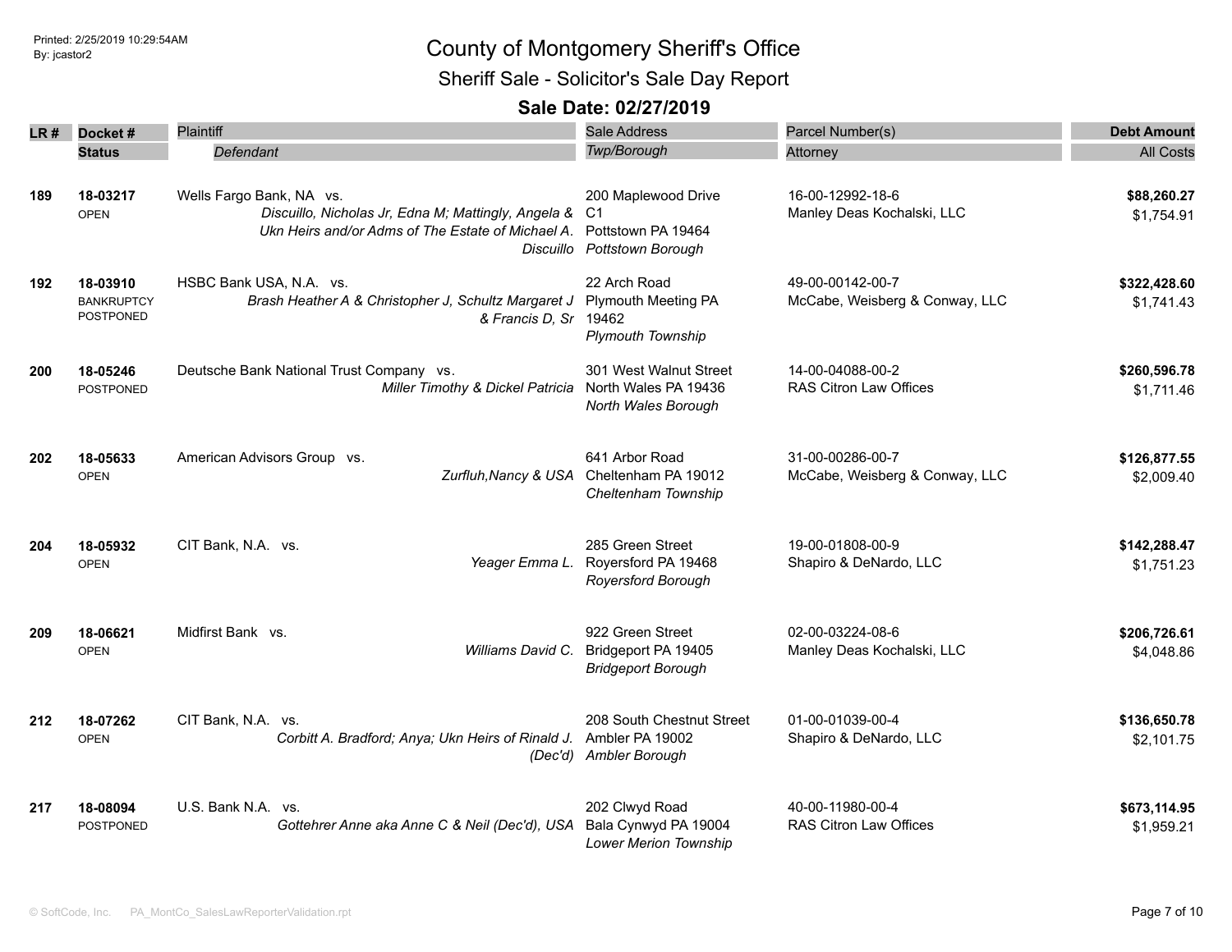# County of Montgomery Sheriff's Office

## Sheriff Sale - Solicitor's Sale Day Report

### Sale Date: 02/27/2019

| LR # | Docket # / Status | Plaintiff / *Defendant* | Sale Address / *Twp/Borough* | Parcel Number(s) / Attorney | Debt Amount / All Costs |
|---|---|---|---|---|---|
| 189 | **18-03217** OPEN | Wells Fargo Bank, NA vs. *Discuillo, Nicholas Jr, Edna M; Mattingly, Angela & Ukn Heirs and/or Adms of The Estate of Michael A. Discuillo* | 200 Maplewood Drive C1 Pottstown PA 19464 *Pottstown Borough* | 16-00-12992-18-6 Manley Deas Kochalski, LLC | **$88,260.27** $1,754.91 |
| 192 | **18-03910** BANKRUPTCY POSTPONED | HSBC Bank USA, N.A. vs. *Brash Heather A & Christopher J, Schultz Margaret J & Francis D, Sr* | 22 Arch Road Plymouth Meeting PA 19462 *Plymouth Township* | 49-00-00142-00-7 McCabe, Weisberg & Conway, LLC | **$322,428.60** $1,741.43 |
| 200 | **18-05246** POSTPONED | Deutsche Bank National Trust Company vs. *Miller Timothy & Dickel Patricia* | 301 West Walnut Street North Wales PA 19436 *North Wales Borough* | 14-00-04088-00-2 RAS Citron Law Offices | **$260,596.78** $1,711.46 |
| 202 | **18-05633** OPEN | American Advisors Group vs. *Zurfluh,Nancy & USA* | 641 Arbor Road Cheltenham PA 19012 *Cheltenham Township* | 31-00-00286-00-7 McCabe, Weisberg & Conway, LLC | **$126,877.55** $2,009.40 |
| 204 | **18-05932** OPEN | CIT Bank, N.A. vs. *Yeager Emma L.* | 285 Green Street Royersford PA 19468 *Royersford Borough* | 19-00-01808-00-9 Shapiro & DeNardo, LLC | **$142,288.47** $1,751.23 |
| 209 | **18-06621** OPEN | Midfirst Bank vs. *Williams David C.* | 922 Green Street Bridgeport PA 19405 *Bridgeport Borough* | 02-00-03224-08-6 Manley Deas Kochalski, LLC | **$206,726.61** $4,048.86 |
| 212 | **18-07262** OPEN | CIT Bank, N.A. vs. *Corbitt A. Bradford; Anya; Ukn Heirs of Rinald J. (Dec'd)* | 208 South Chestnut Street Ambler PA 19002 *Ambler Borough* | 01-00-01039-00-4 Shapiro & DeNardo, LLC | **$136,650.78** $2,101.75 |
| 217 | **18-08094** POSTPONED | U.S. Bank N.A. vs. *Gottehrer Anne aka Anne C & Neil (Dec'd), USA* | 202 Clwyd Road Bala Cynwyd PA 19004 *Lower Merion Township* | 40-00-11980-00-4 RAS Citron Law Offices | **$673,114.95** $1,959.21 |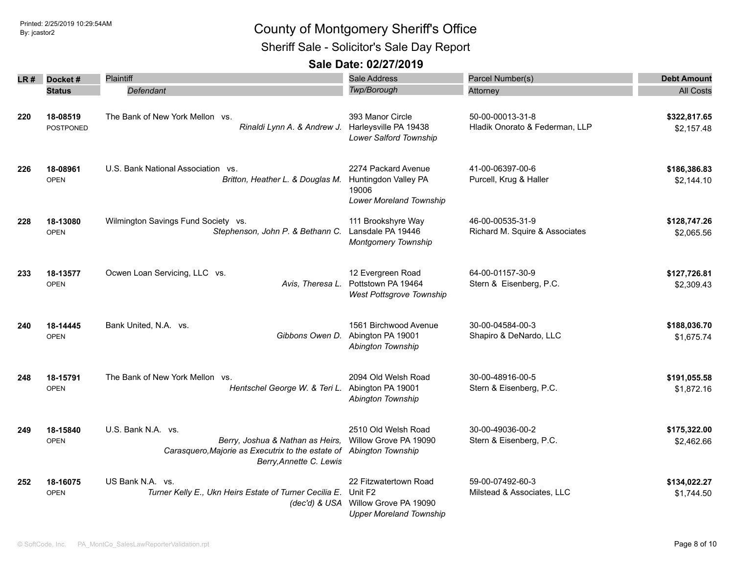Printed: 2/25/2019 10:29:54AM
By: jcastor2

# County of Montgomery Sheriff's Office

## Sheriff Sale - Solicitor's Sale Day Report

### Sale Date: 02/27/2019

| LR # | Docket # / Status | Plaintiff / *Defendant* | Sale Address / *Twp/Borough* | Parcel Number(s) / Attorney | Debt Amount / All Costs |
|---|---|---|---|---|---|
| 220 | **18-08519** POSTPONED | The Bank of New York Mellon vs. *Rinaldi Lynn A. & Andrew J.* | 393 Manor Circle Harleysville PA 19438 *Lower Salford Township* | 50-00-00013-31-8 Hladik Onorato & Federman, LLP | **$322,817.65** $2,157.48 |
| 226 | **18-08961** OPEN | U.S. Bank National Association vs. *Britton, Heather L. & Douglas M.* | 2274 Packard Avenue Huntingdon Valley PA 19006 *Lower Moreland Township* | 41-00-06397-00-6 Purcell, Krug & Haller | **$186,386.83** $2,144.10 |
| 228 | **18-13080** OPEN | Wilmington Savings Fund Society vs. *Stephenson, John P. & Bethann C.* | 111 Brookshyre Way Lansdale PA 19446 *Montgomery Township* | 46-00-00535-31-9 Richard M. Squire & Associates | **$128,747.26** $2,065.56 |
| 233 | **18-13577** OPEN | Ocwen Loan Servicing, LLC vs. *Avis, Theresa L.* | 12 Evergreen Road Pottstown PA 19464 *West Pottsgrove Township* | 64-00-01157-30-9 Stern & Eisenberg, P.C. | **$127,726.81** $2,309.43 |
| 240 | **18-14445** OPEN | Bank United, N.A. vs. *Gibbons Owen D.* | 1561 Birchwood Avenue Abington PA 19001 *Abington Township* | 30-00-04584-00-3 Shapiro & DeNardo, LLC | **$188,036.70** $1,675.74 |
| 248 | **18-15791** OPEN | The Bank of New York Mellon vs. *Hentschel George W. & Teri L.* | 2094 Old Welsh Road Abington PA 19001 *Abington Township* | 30-00-48916-00-5 Stern & Eisenberg, P.C. | **$191,055.58** $1,872.16 |
| 249 | **18-15840** OPEN | U.S. Bank N.A. vs. *Berry, Joshua & Nathan as Heirs, Carasquero,Majorie as Executrix to the estate of Berry,Annette C. Lewis* | 2510 Old Welsh Road Willow Grove PA 19090 *Abington Township* | 30-00-49036-00-2 Stern & Eisenberg, P.C. | **$175,322.00** $2,462.66 |
| 252 | **18-16075** OPEN | US Bank N.A. vs. *Turner Kelly E., Ukn Heirs Estate of Turner Cecilia E. (dec'd) & USA* | 22 Fitzwatertown Road Unit F2 Willow Grove PA 19090 *Upper Moreland Township* | 59-00-07492-60-3 Milstead & Associates, LLC | **$134,022.27** $1,744.50 |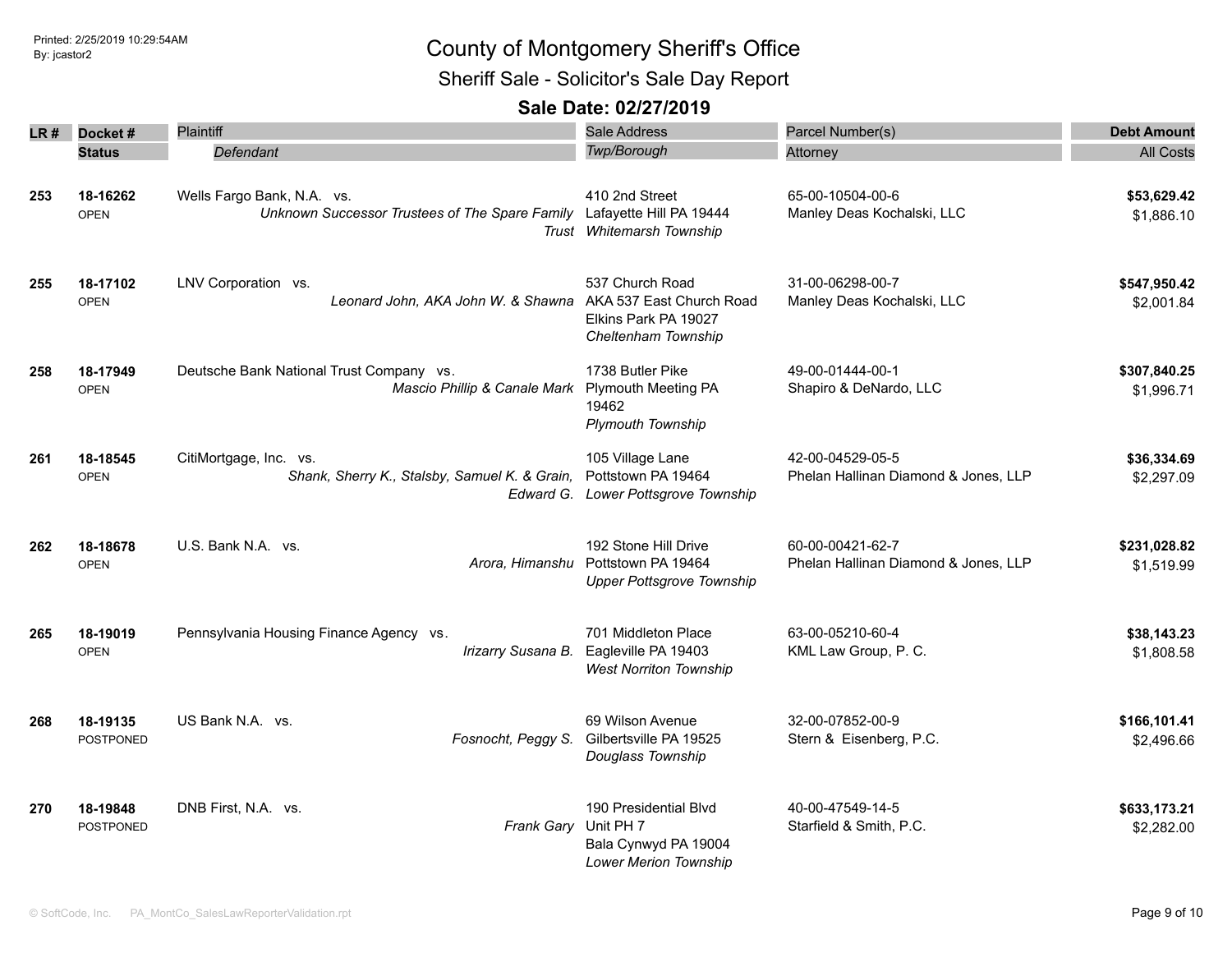# County of Montgomery Sheriff's Office

## Sheriff Sale - Solicitor's Sale Day Report

### Sale Date: 02/27/2019

Printed: 2/25/2019 10:29:54AM
By: jcastor2

| LR # | Docket # / Status | Plaintiff / *Defendant* | Sale Address / *Twp/Borough* | Parcel Number(s) / Attorney | Debt Amount / All Costs |
|---|---|---|---|---|---|
| 253 | 18-16262 OPEN | Wells Fargo Bank, N.A. vs. *Unknown Successor Trustees of The Spare Family Trust* | 410 2nd Street Lafayette Hill PA 19444 *Whitemarsh Township* | 65-00-10504-00-6 Manley Deas Kochalski, LLC | **$53,629.42** $1,886.10 |
| 255 | 18-17102 OPEN | LNV Corporation vs. *Leonard John, AKA John W. & Shawna* | 537 Church Road AKA 537 East Church Road Elkins Park PA 19027 *Cheltenham Township* | 31-00-06298-00-7 Manley Deas Kochalski, LLC | **$547,950.42** $2,001.84 |
| 258 | 18-17949 OPEN | Deutsche Bank National Trust Company vs. *Mascio Phillip & Canale Mark* | 1738 Butler Pike Plymouth Meeting PA 19462 *Plymouth Township* | 49-00-01444-00-1 Shapiro & DeNardo, LLC | **$307,840.25** $1,996.71 |
| 261 | 18-18545 OPEN | CitiMortgage, Inc. vs. *Shank, Sherry K., Stalsby, Samuel K. & Grain, Edward G.* | 105 Village Lane Pottstown PA 19464 *Lower Pottsgrove Township* | 42-00-04529-05-5 Phelan Hallinan Diamond & Jones, LLP | **$36,334.69** $2,297.09 |
| 262 | 18-18678 OPEN | U.S. Bank N.A. vs. *Arora, Himanshu* | 192 Stone Hill Drive Pottstown PA 19464 *Upper Pottsgrove Township* | 60-00-00421-62-7 Phelan Hallinan Diamond & Jones, LLP | **$231,028.82** $1,519.99 |
| 265 | 18-19019 OPEN | Pennsylvania Housing Finance Agency vs. *Irizarry Susana B.* | 701 Middleton Place Eagleville PA 19403 *West Norriton Township* | 63-00-05210-60-4 KML Law Group, P. C. | **$38,143.23** $1,808.58 |
| 268 | 18-19135 POSTPONED | US Bank N.A. vs. *Fosnocht, Peggy S.* | 69 Wilson Avenue Gilbertsville PA 19525 *Douglass Township* | 32-00-07852-00-9 Stern & Eisenberg, P.C. | **$166,101.41** $2,496.66 |
| 270 | 18-19848 POSTPONED | DNB First, N.A. vs. *Frank Gary* | 190 Presidential Blvd Unit PH 7 Bala Cynwyd PA 19004 *Lower Merion Township* | 40-00-47549-14-5 Starfield & Smith, P.C. | **$633,173.21** $2,282.00 |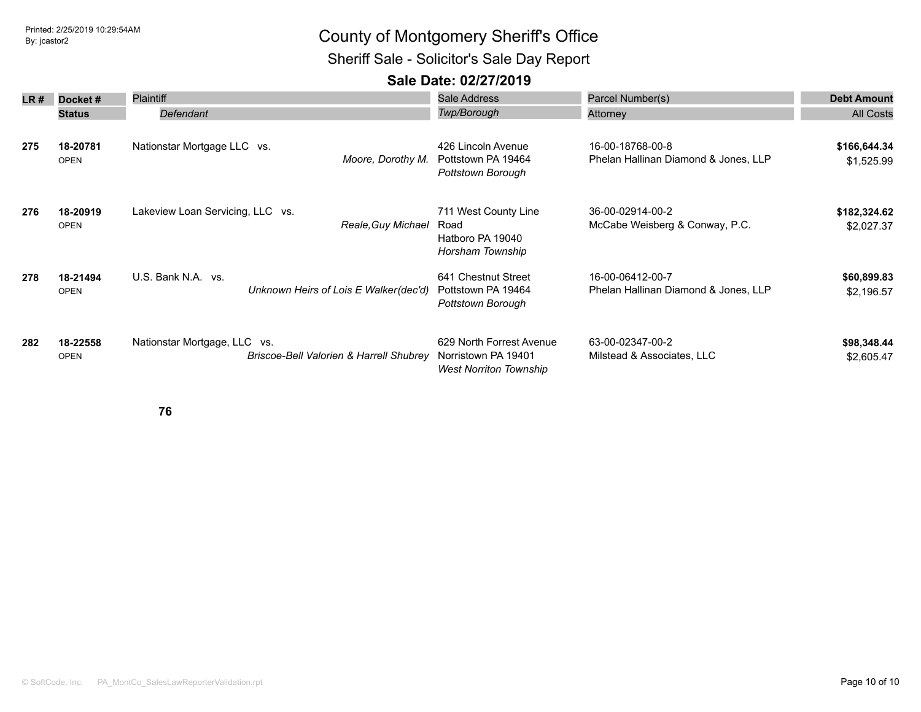# County of Montgomery Sheriff's Office

## Sheriff Sale - Solicitor's Sale Day Report

### Sale Date: 02/27/2019

Printed: 2/25/2019 10:29:54AM
By: jcastor2

| LR # | Docket # / Status | Plaintiff / *Defendant* | Sale Address / *Twp/Borough* | Parcel Number(s) / Attorney | Debt Amount / All Costs |
|---|---|---|---|---|---|
| 275 | **18-20781** OPEN | Nationstar Mortgage LLC vs. *Moore, Dorothy M.* | 426 Lincoln Avenue Pottstown PA 19464 *Pottstown Borough* | 16-00-18768-00-8 Phelan Hallinan Diamond & Jones, LLP | **$166,644.34** $1,525.99 |
| 276 | **18-20919** OPEN | Lakeview Loan Servicing, LLC vs. *Reale,Guy Michael* | 711 West County Line Road Hatboro PA 19040 *Horsham Township* | 36-00-02914-00-2 McCabe Weisberg & Conway, P.C. | **$182,324.62** $2,027.37 |
| 278 | **18-21494** OPEN | U.S. Bank N.A. vs. *Unknown Heirs of Lois E Walker(dec'd)* | 641 Chestnut Street Pottstown PA 19464 *Pottstown Borough* | 16-00-06412-00-7 Phelan Hallinan Diamond & Jones, LLP | **$60,899.83** $2,196.57 |
| 282 | **18-22558** OPEN | Nationstar Mortgage, LLC vs. *Briscoe-Bell Valorien & Harrell Shubrey* | 629 North Forrest Avenue Norristown PA 19401 *West Norriton Township* | 63-00-02347-00-2 Milstead & Associates, LLC | **$98,348.44** $2,605.47 |

**76**

© SoftCode, Inc. PA_MontCo_SalesLawReporterValidation.rpt